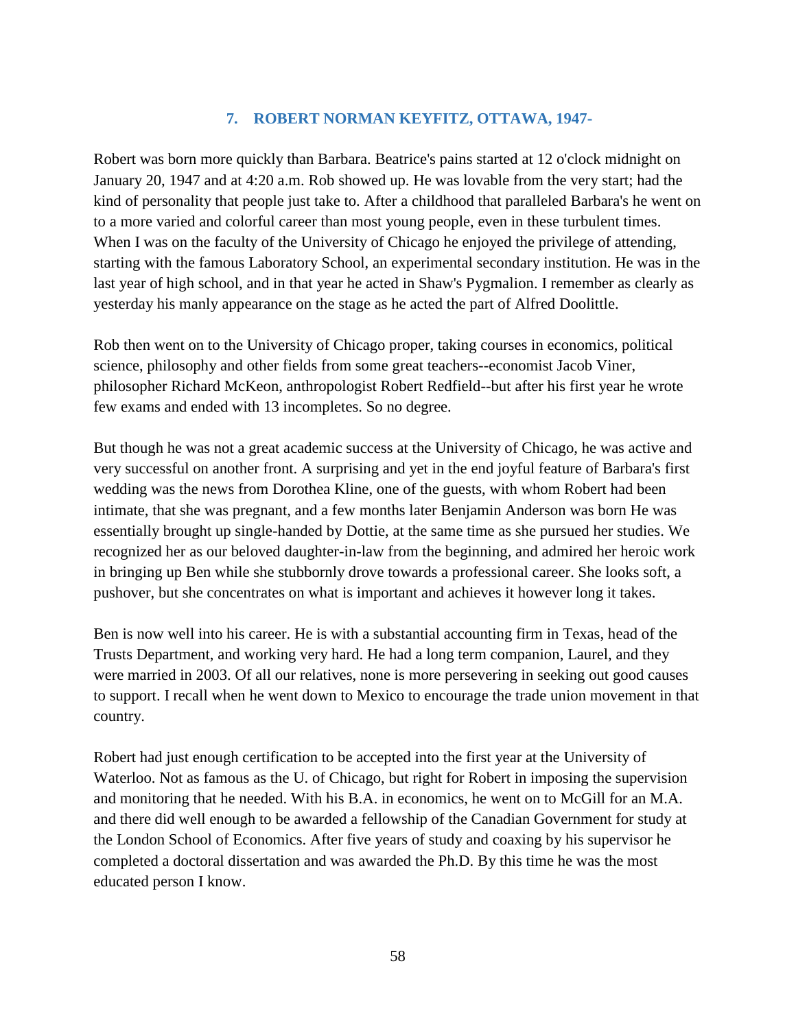## 7. ROBERT NORMAN KEYFITZ, OTTAWA, 1947-

Robert was born more quickly than Barbara. Beatrice's pains started at 12 o'clock midnight on January 20, 1947 and at 4:20 a.m. Rob showed up. He was lovable from the very start; had the kind of personality that people just take to. After a childhood that paralleled Barbara's he went on to a more varied and colorful career than most young people, even in these turbulent times. When I was on the faculty of the University of Chicago he enjoyed the privilege of attending, starting with the famous Laboratory School, an experimental secondary institution. He was in the last year of high school, and in that year he acted in Shaw's Pygmalion. I remember as clearly as yesterday his manly appearance on the stage as he acted the part of Alfred Doolittle.

Rob then went on to the University of Chicago proper, taking courses in economics, political science, philosophy and other fields from some great teachers--economist Jacob Viner, philosopher Richard McKeon, anthropologist Robert Redfield--but after his first year he wrote few exams and ended with 13 incompletes. So no degree.

But though he was not a great academic success at the University of Chicago, he was active and very successful on another front. A surprising and yet in the end joyful feature of Barbara's first wedding was the news from Dorothea Kline, one of the guests, with whom Robert had been intimate, that she was pregnant, and a few months later Benjamin Anderson was born He was essentially brought up single-handed by Dottie, at the same time as she pursued her studies. We recognized her as our beloved daughter-in-law from the beginning, and admired her heroic work in bringing up Ben while she stubbornly drove towards a professional career. She looks soft, a pushover, but she concentrates on what is important and achieves it however long it takes.

Ben is now well into his career. He is with a substantial accounting firm in Texas, head of the Trusts Department, and working very hard. He had a long term companion, Laurel, and they were married in 2003. Of all our relatives, none is more persevering in seeking out good causes to support. I recall when he went down to Mexico to encourage the trade union movement in that country.

Robert had just enough certification to be accepted into the first year at the University of Waterloo. Not as famous as the U. of Chicago, but right for Robert in imposing the supervision and monitoring that he needed. With his B.A. in economics, he went on to McGill for an M.A. and there did well enough to be awarded a fellowship of the Canadian Government for study at the London School of Economics. After five years of study and coaxing by his supervisor he completed a doctoral dissertation and was awarded the Ph.D. By this time he was the most educated person I know.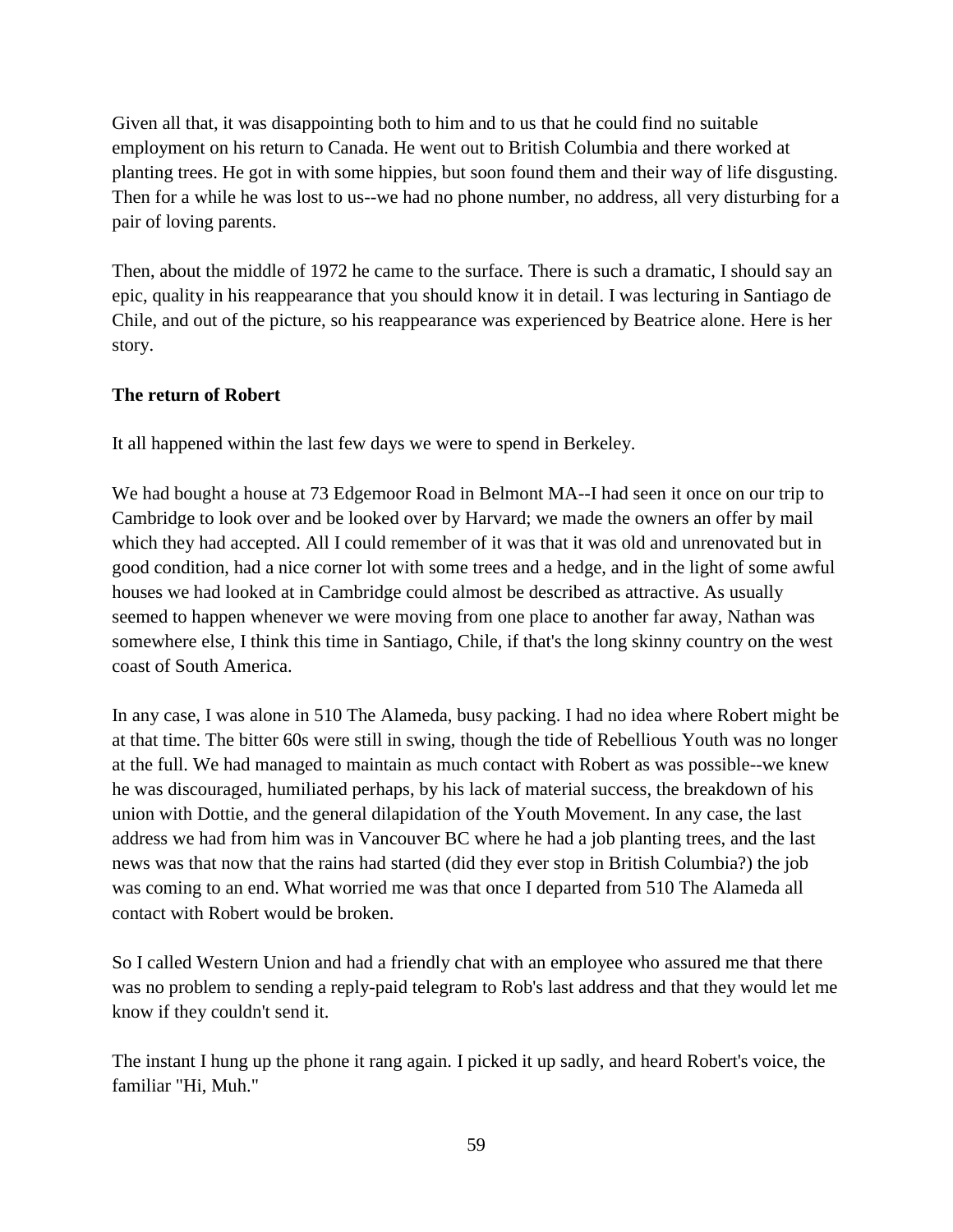Given all that, it was disappointing both to him and to us that he could find no suitable employment on his return to Canada. He went out to British Columbia and there worked at planting trees. He got in with some hippies, but soon found them and their way of life disgusting. Then for a while he was lost to us--we had no phone number, no address, all very disturbing for a pair of loving parents.

Then, about the middle of 1972 he came to the surface. There is such a dramatic, I should say an epic, quality in his reappearance that you should know it in detail. I was lecturing in Santiago de Chile, and out of the picture, so his reappearance was experienced by Beatrice alone. Here is her story.

**The return of Robert**

It all happened within the last few days we were to spend in Berkeley.

We had bought a house at 73 Edgemoor Road in Belmont MA--I had seen it once on our trip to Cambridge to look over and be looked over by Harvard; we made the owners an offer by mail which they had accepted. All I could remember of it was that it was old and unrenovated but in good condition, had a nice corner lot with some trees and a hedge, and in the light of some awful houses we had looked at in Cambridge could almost be described as attractive. As usually seemed to happen whenever we were moving from one place to another far away, Nathan was somewhere else, I think this time in Santiago, Chile, if that's the long skinny country on the west coast of South America.

In any case, I was alone in 510 The Alameda, busy packing. I had no idea where Robert might be at that time. The bitter 60s were still in swing, though the tide of Rebellious Youth was no longer at the full. We had managed to maintain as much contact with Robert as was possible--we knew he was discouraged, humiliated perhaps, by his lack of material success, the breakdown of his union with Dottie, and the general dilapidation of the Youth Movement. In any case, the last address we had from him was in Vancouver BC where he had a job planting trees, and the last news was that now that the rains had started (did they ever stop in British Columbia?) the job was coming to an end. What worried me was that once I departed from 510 The Alameda all contact with Robert would be broken.

So I called Western Union and had a friendly chat with an employee who assured me that there was no problem to sending a reply-paid telegram to Rob's last address and that they would let me know if they couldn't send it.

The instant I hung up the phone it rang again. I picked it up sadly, and heard Robert's voice, the familiar "Hi, Muh."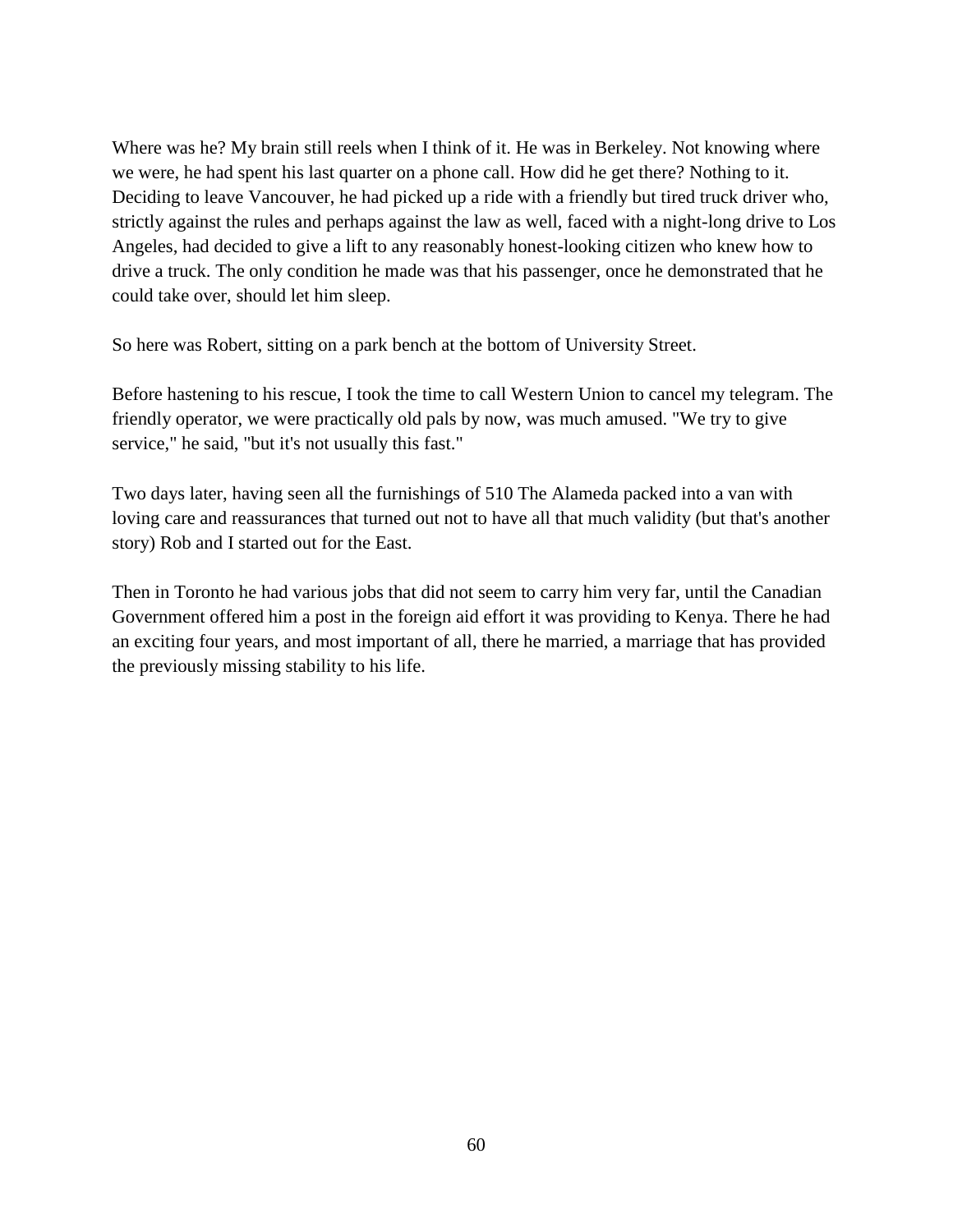Where was he? My brain still reels when I think of it. He was in Berkeley. Not knowing where we were, he had spent his last quarter on a phone call. How did he get there? Nothing to it. Deciding to leave Vancouver, he had picked up a ride with a friendly but tired truck driver who, strictly against the rules and perhaps against the law as well, faced with a night-long drive to Los Angeles, had decided to give a lift to any reasonably honest-looking citizen who knew how to drive a truck. The only condition he made was that his passenger, once he demonstrated that he could take over, should let him sleep.

So here was Robert, sitting on a park bench at the bottom of University Street.

Before hastening to his rescue, I took the time to call Western Union to cancel my telegram. The friendly operator, we were practically old pals by now, was much amused. "We try to give service," he said, "but it's not usually this fast."

Two days later, having seen all the furnishings of 510 The Alameda packed into a van with loving care and reassurances that turned out not to have all that much validity (but that's another story) Rob and I started out for the East.

Then in Toronto he had various jobs that did not seem to carry him very far, until the Canadian Government offered him a post in the foreign aid effort it was providing to Kenya. There he had an exciting four years, and most important of all, there he married, a marriage that has provided the previously missing stability to his life.